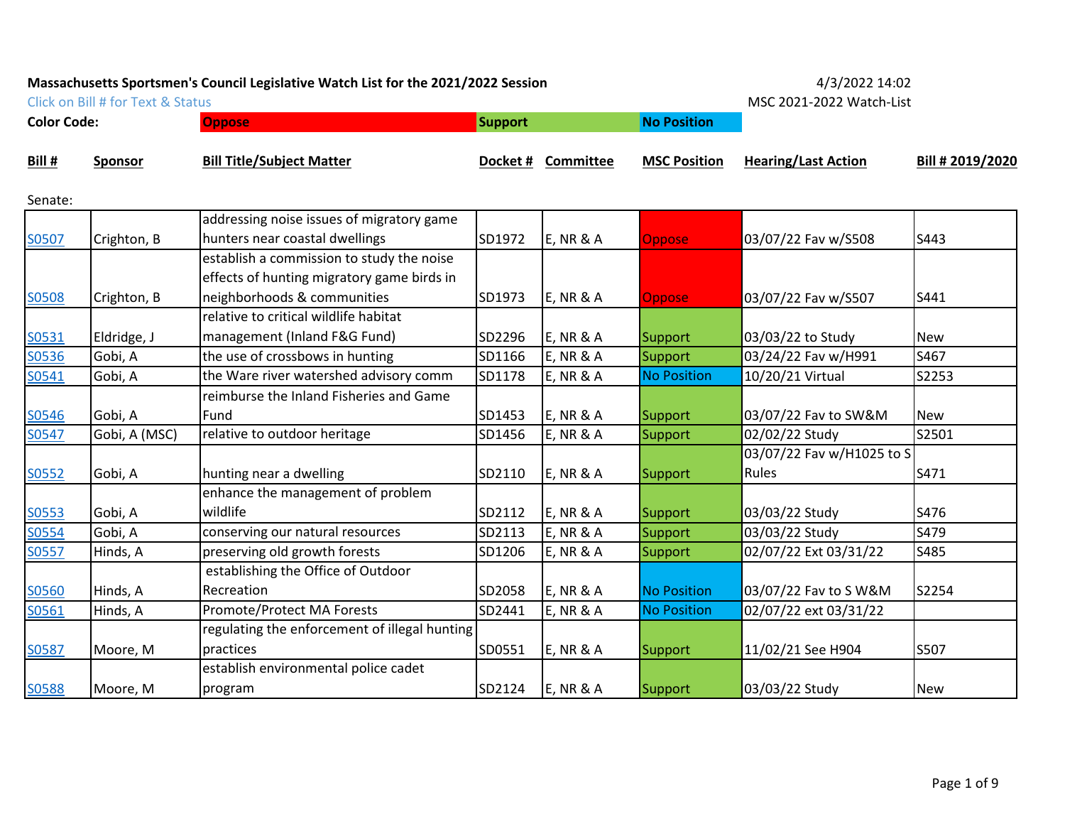**Massachusetts Sportsmen's Council Legislative Watch List for the 2021/2022 Session**

4/3/2022 14:02

Click on Bill # for Text & Status

MSC 2021-2022 Watch-List

**Color Code:** **Oppose** **Support** **No Position**

Senate:

| Bill # | Sponsor | Bill Title/Subject Matter | Docket # | Committee | MSC Position | Hearing/Last Action | Bill # 2019/2020 |
|---|---|---|---|---|---|---|---|
| S0507 | Crighton, B | addressing noise issues of migratory game hunters near coastal dwellings | SD1972 | E, NR & A | Oppose | 03/07/22 Fav w/S508 | S443 |
| S0508 | Crighton, B | establish a commission to study the noise effects of hunting migratory game birds in neighborhoods & communities | SD1973 | E, NR & A | Oppose | 03/07/22 Fav w/S507 | S441 |
| S0531 | Eldridge, J | relative to critical wildlife habitat management (Inland F&G Fund) | SD2296 | E, NR & A | Support | 03/03/22 to Study | New |
| S0536 | Gobi, A | the use of crossbows in hunting | SD1166 | E, NR & A | Support | 03/24/22 Fav w/H991 | S467 |
| S0541 | Gobi, A | the Ware river watershed advisory comm | SD1178 | E, NR & A | No Position | 10/20/21 Virtual | S2253 |
| S0546 | Gobi, A | reimburse the Inland Fisheries and Game Fund | SD1453 | E, NR & A | Support | 03/07/22 Fav to SW&M | New |
| S0547 | Gobi, A (MSC) | relative to outdoor heritage | SD1456 | E, NR & A | Support | 02/02/22 Study | S2501 |
| S0552 | Gobi, A | hunting near a dwelling | SD2110 | E, NR & A | Support | 03/07/22 Fav w/H1025 to S Rules | S471 |
| S0553 | Gobi, A | enhance the management of problem wildlife | SD2112 | E, NR & A | Support | 03/03/22 Study | S476 |
| S0554 | Gobi, A | conserving our natural resources | SD2113 | E, NR & A | Support | 03/03/22 Study | S479 |
| S0557 | Hinds, A | preserving old growth forests | SD1206 | E, NR & A | Support | 02/07/22 Ext 03/31/22 | S485 |
| S0560 | Hinds, A | establishing the Office of Outdoor Recreation | SD2058 | E, NR & A | No Position | 03/07/22 Fav to S W&M | S2254 |
| S0561 | Hinds, A | Promote/Protect MA Forests | SD2441 | E, NR & A | No Position | 02/07/22 ext 03/31/22 | |
| S0587 | Moore, M | regulating the enforcement of illegal hunting practices | SD0551 | E, NR & A | Support | 11/02/21 See H904 | S507 |
| S0588 | Moore, M | establish environmental police cadet program | SD2124 | E, NR & A | Support | 03/03/22 Study | New |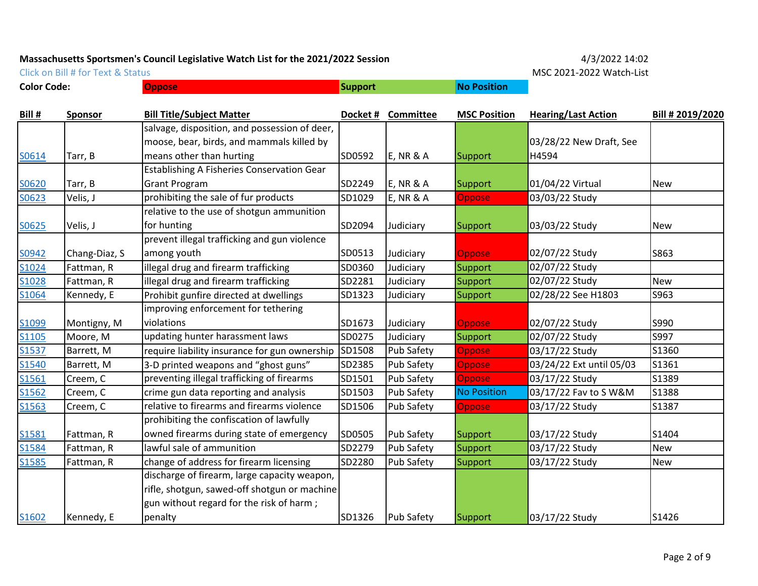**Massachusetts Sportsmen's Council Legislative Watch List for the 2021/2022 Session**

4/3/2022 14:02

Click on Bill # for Text & Status

MSC 2021-2022 Watch-List

**Color Code:** **Oppose** **Support** **No Position**

| Bill # | Sponsor | Bill Title/Subject Matter | Docket # | Committee | MSC Position | Hearing/Last Action | Bill # 2019/2020 |
|---|---|---|---|---|---|---|---|
| S0614 | Tarr, B | salvage, disposition, and possession of deer, moose, bear, birds, and mammals killed by means other than hurting | SD0592 | E, NR & A | Support | 03/28/22 New Draft, See H4594 | |
| S0620 | Tarr, B | Establishing A Fisheries Conservation Gear Grant Program | SD2249 | E, NR & A | Support | 01/04/22 Virtual | New |
| S0623 | Velis, J | prohibiting the sale of fur products | SD1029 | E, NR & A | Oppose | 03/03/22 Study | |
| S0625 | Velis, J | relative to the use of shotgun ammunition for hunting | SD2094 | Judiciary | Support | 03/03/22 Study | New |
| S0942 | Chang-Diaz, S | prevent illegal trafficking and gun violence among youth | SD0513 | Judiciary | Oppose | 02/07/22 Study | S863 |
| S1024 | Fattman, R | illegal drug and firearm trafficking | SD0360 | Judiciary | Support | 02/07/22 Study | |
| S1028 | Fattman, R | illegal drug and firearm trafficking | SD2281 | Judiciary | Support | 02/07/22 Study | New |
| S1064 | Kennedy, E | Prohibit gunfire directed at dwellings | SD1323 | Judiciary | Support | 02/28/22 See H1803 | S963 |
| S1099 | Montigny, M | improving enforcement for tethering violations | SD1673 | Judiciary | Oppose | 02/07/22 Study | S990 |
| S1105 | Moore, M | updating hunter harassment laws | SD0275 | Judiciary | Support | 02/07/22 Study | S997 |
| S1537 | Barrett, M | require liability insurance for gun ownership | SD1508 | Pub Safety | Oppose | 03/17/22 Study | S1360 |
| S1540 | Barrett, M | 3-D printed weapons and "ghost guns" | SD2385 | Pub Safety | Oppose | 03/24/22 Ext until 05/03 | S1361 |
| S1561 | Creem, C | preventing illegal trafficking of firearms | SD1501 | Pub Safety | Oppose | 03/17/22 Study | S1389 |
| S1562 | Creem, C | crime gun data reporting and analysis | SD1503 | Pub Safety | No Position | 03/17/22 Fav to S W&M | S1388 |
| S1563 | Creem, C | relative to firearms and firearms violence | SD1506 | Pub Safety | Oppose | 03/17/22 Study | S1387 |
| S1581 | Fattman, R | prohibiting the confiscation of lawfully owned firearms during state of emergency | SD0505 | Pub Safety | Support | 03/17/22 Study | S1404 |
| S1584 | Fattman, R | lawful sale of ammunition | SD2279 | Pub Safety | Support | 03/17/22 Study | New |
| S1585 | Fattman, R | change of address for firearm licensing | SD2280 | Pub Safety | Support | 03/17/22 Study | New |
| S1602 | Kennedy, E | discharge of firearm, large capacity weapon, rifle, shotgun, sawed-off shotgun or machine gun without regard for the risk of harm ; penalty | SD1326 | Pub Safety | Support | 03/17/22 Study | S1426 |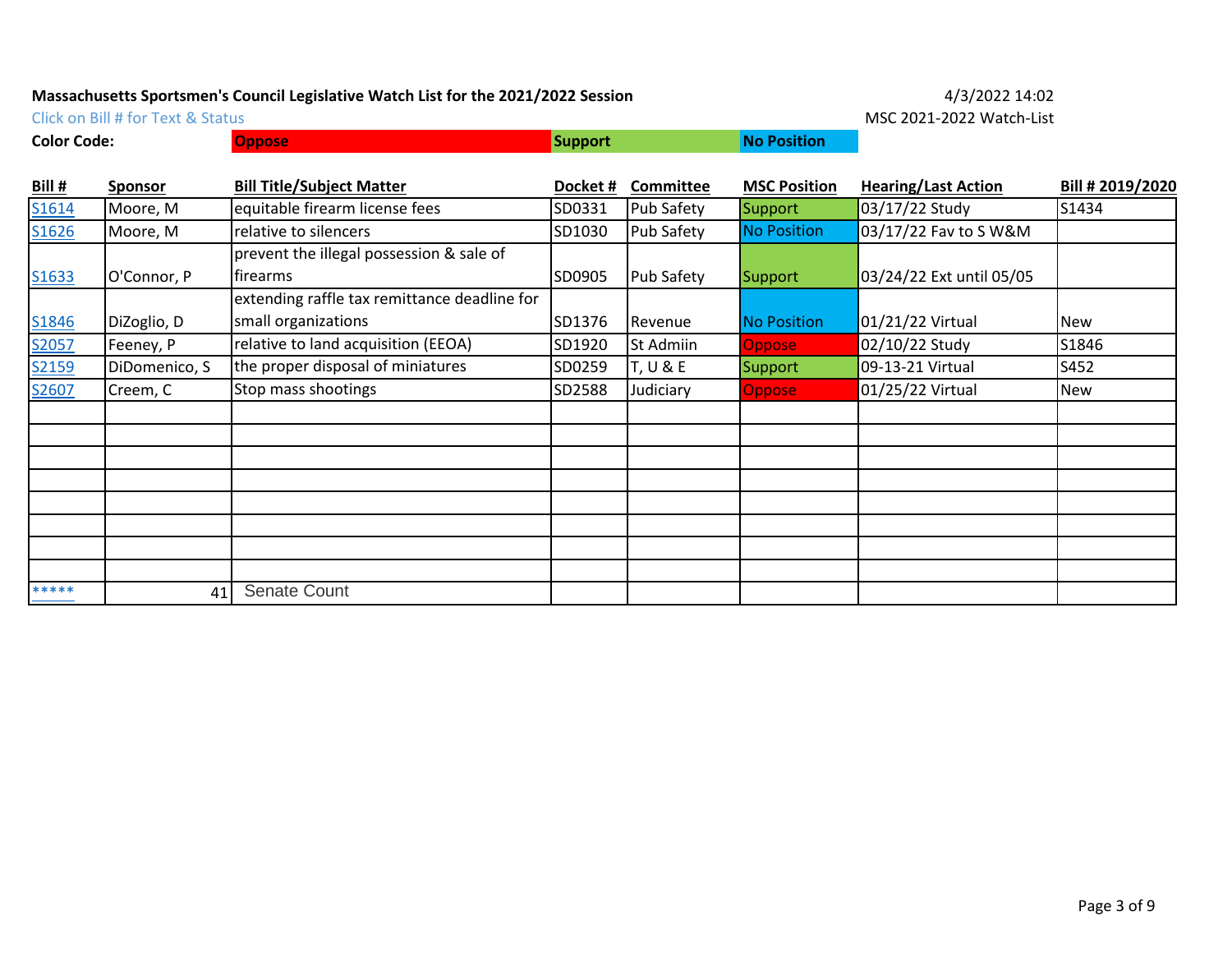**Massachusetts Sportsmen's Council Legislative Watch List for the 2021/2022 Session**

4/3/2022 14:02

Click on Bill # for Text & Status

MSC 2021-2022 Watch-List

**Color Code:** **Oppose** **Support** **No Position**

| Bill # | Sponsor | Bill Title/Subject Matter | Docket # | Committee | MSC Position | Hearing/Last Action | Bill # 2019/2020 |
|---|---|---|---|---|---|---|---|
| S1614 | Moore, M | equitable firearm license fees | SD0331 | Pub Safety | Support | 03/17/22 Study | S1434 |
| S1626 | Moore, M | relative to silencers | SD1030 | Pub Safety | No Position | 03/17/22 Fav to S W&M | |
| S1633 | O'Connor, P | prevent the illegal possession & sale of firearms | SD0905 | Pub Safety | Support | 03/24/22 Ext until 05/05 | |
| S1846 | DiZoglio, D | extending raffle tax remittance deadline for small organizations | SD1376 | Revenue | No Position | 01/21/22 Virtual | New |
| S2057 | Feeney, P | relative to land acquisition (EEOA) | SD1920 | St Admiin | Oppose | 02/10/22 Study | S1846 |
| S2159 | DiDomenico, S | the proper disposal of miniatures | SD0259 | T, U & E | Support | 09-13-21 Virtual | S452 |
| S2607 | Creem, C | Stop mass shootings | SD2588 | Judiciary | Oppose | 01/25/22 Virtual | New |
| | | | | | | | |
| | | | | | | | |
| | | | | | | | |
| | | | | | | | |
| | | | | | | | |
| | | | | | | | |
| | | | | | | | |
| | | | | | | | |
| ***** | 41 | Senate Count | | | | | |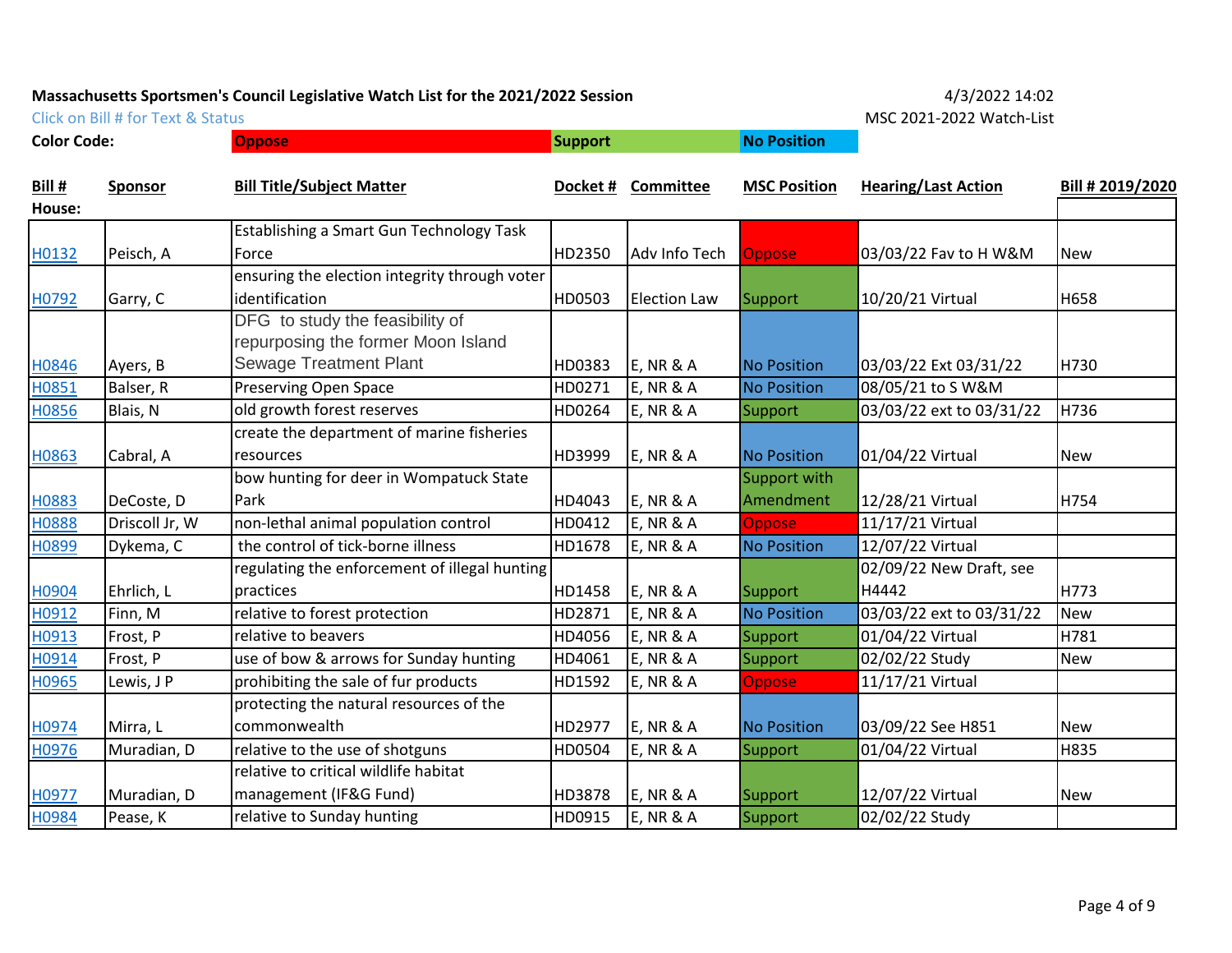**Massachusetts Sportsmen's Council Legislative Watch List for the 2021/2022 Session**

4/3/2022 14:02

Click on Bill # for Text & Status

MSC 2021-2022 Watch-List

**Color Code:** **Oppose** **Support** **No Position**

| Bill # | Sponsor | Bill Title/Subject Matter | Docket # | Committee | MSC Position | Hearing/Last Action | Bill # 2019/2020 |
|---|---|---|---|---|---|---|---|
| **House:** | | | | | | | |
| H0132 | Peisch, A | Establishing a Smart Gun Technology Task Force | HD2350 | Adv Info Tech | Oppose | 03/03/22 Fav to H W&M | New |
| H0792 | Garry, C | ensuring the election integrity through voter identification | HD0503 | Election Law | Support | 10/20/21 Virtual | H658 |
| H0846 | Ayers, B | DFG to study the feasibility of repurposing the former Moon Island Sewage Treatment Plant | HD0383 | E, NR & A | No Position | 03/03/22 Ext 03/31/22 | H730 |
| H0851 | Balser, R | Preserving Open Space | HD0271 | E, NR & A | No Position | 08/05/21 to S W&M | |
| H0856 | Blais, N | old growth forest reserves | HD0264 | E, NR & A | Support | 03/03/22 ext to 03/31/22 | H736 |
| H0863 | Cabral, A | create the department of marine fisheries resources | HD3999 | E, NR & A | No Position | 01/04/22 Virtual | New |
| H0883 | DeCoste, D | bow hunting for deer in Wompatuck State Park | HD4043 | E, NR & A | Support with Amendment | 12/28/21 Virtual | H754 |
| H0888 | Driscoll Jr, W | non-lethal animal population control | HD0412 | E, NR & A | Oppose | 11/17/21 Virtual | |
| H0899 | Dykema, C | the control of tick-borne illness | HD1678 | E, NR & A | No Position | 12/07/22 Virtual | |
| H0904 | Ehrlich, L | regulating the enforcement of illegal hunting practices | HD1458 | E, NR & A | Support | 02/09/22 New Draft, see H4442 | H773 |
| H0912 | Finn, M | relative to forest protection | HD2871 | E, NR & A | No Position | 03/03/22 ext to 03/31/22 | New |
| H0913 | Frost, P | relative to beavers | HD4056 | E, NR & A | Support | 01/04/22 Virtual | H781 |
| H0914 | Frost, P | use of bow & arrows for Sunday hunting | HD4061 | E, NR & A | Support | 02/02/22 Study | New |
| H0965 | Lewis, J P | prohibiting the sale of fur products | HD1592 | E, NR & A | Oppose | 11/17/21 Virtual | |
| H0974 | Mirra, L | protecting the natural resources of the commonwealth | HD2977 | E, NR & A | No Position | 03/09/22 See H851 | New |
| H0976 | Muradian, D | relative to the use of shotguns | HD0504 | E, NR & A | Support | 01/04/22 Virtual | H835 |
| H0977 | Muradian, D | relative to critical wildlife habitat management (IF&G Fund) | HD3878 | E, NR & A | Support | 12/07/22 Virtual | New |
| H0984 | Pease, K | relative to Sunday hunting | HD0915 | E, NR & A | Support | 02/02/22 Study | |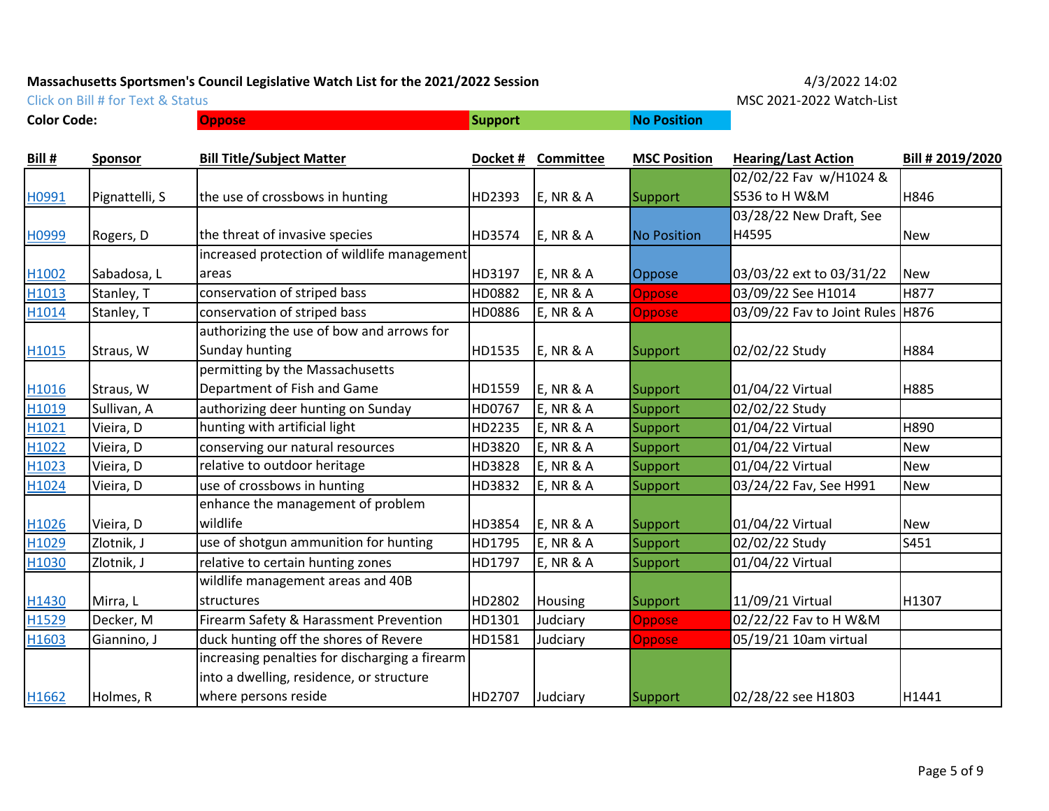**Massachusetts Sportsmen's Council Legislative Watch List for the 2021/2022 Session**

4/3/2022 14:02

Click on Bill # for Text & Status

MSC 2021-2022 Watch-List

**Color Code:** **Oppose** **Support** **No Position**

| Bill # | Sponsor | Bill Title/Subject Matter | Docket # | Committee | MSC Position | Hearing/Last Action | Bill # 2019/2020 |
|---|---|---|---|---|---|---|---|
| H0991 | Pignattelli, S | the use of crossbows in hunting | HD2393 | E, NR & A | Support | 02/02/22 Fav w/H1024 & S536 to H W&M | H846 |
| H0999 | Rogers, D | the threat of invasive species | HD3574 | E, NR & A | No Position | 03/28/22 New Draft, See H4595 | New |
| H1002 | Sabadosa, L | increased protection of wildlife management areas | HD3197 | E, NR & A | Oppose | 03/03/22 ext to 03/31/22 | New |
| H1013 | Stanley, T | conservation of striped bass | HD0882 | E, NR & A | Oppose | 03/09/22 See H1014 | H877 |
| H1014 | Stanley, T | conservation of striped bass | HD0886 | E, NR & A | Oppose | 03/09/22 Fav to Joint Rules | H876 |
| H1015 | Straus, W | authorizing the use of bow and arrows for Sunday hunting | HD1535 | E, NR & A | Support | 02/02/22 Study | H884 |
| H1016 | Straus, W | permitting by the Massachusetts Department of Fish and Game | HD1559 | E, NR & A | Support | 01/04/22 Virtual | H885 |
| H1019 | Sullivan, A | authorizing deer hunting on Sunday | HD0767 | E, NR & A | Support | 02/02/22 Study | |
| H1021 | Vieira, D | hunting with artificial light | HD2235 | E, NR & A | Support | 01/04/22 Virtual | H890 |
| H1022 | Vieira, D | conserving our natural resources | HD3820 | E, NR & A | Support | 01/04/22 Virtual | New |
| H1023 | Vieira, D | relative to outdoor heritage | HD3828 | E, NR & A | Support | 01/04/22 Virtual | New |
| H1024 | Vieira, D | use of crossbows in hunting | HD3832 | E, NR & A | Support | 03/24/22 Fav, See H991 | New |
| H1026 | Vieira, D | enhance the management of problem wildlife | HD3854 | E, NR & A | Support | 01/04/22 Virtual | New |
| H1029 | Zlotnik, J | use of shotgun ammunition for hunting | HD1795 | E, NR & A | Support | 02/02/22 Study | S451 |
| H1030 | Zlotnik, J | relative to certain hunting zones | HD1797 | E, NR & A | Support | 01/04/22 Virtual | |
| H1430 | Mirra, L | wildlife management areas and 40B structures | HD2802 | Housing | Support | 11/09/21 Virtual | H1307 |
| H1529 | Decker, M | Firearm Safety & Harassment Prevention | HD1301 | Judciary | Oppose | 02/22/22 Fav to H W&M | |
| H1603 | Giannino, J | duck hunting off the shores of Revere | HD1581 | Judciary | Oppose | 05/19/21 10am virtual | |
| H1662 | Holmes, R | increasing penalties for discharging a firearm into a dwelling, residence, or structure where persons reside | HD2707 | Judciary | Support | 02/28/22 see H1803 | H1441 |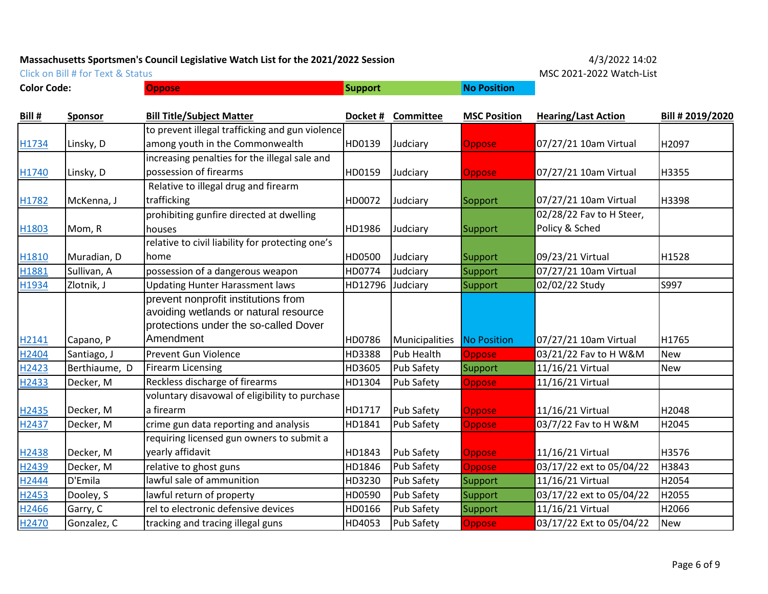**Massachusetts Sportsmen's Council Legislative Watch List for the 2021/2022 Session**

4/3/2022 14:02

Click on Bill # for Text & Status

MSC 2021-2022 Watch-List

**Color Code:** Oppose | Support | No Position

| Bill # | Sponsor | Bill Title/Subject Matter | Docket # | Committee | MSC Position | Hearing/Last Action | Bill # 2019/2020 |
|---|---|---|---|---|---|---|---|
| H1734 | Linsky, D | to prevent illegal trafficking and gun violence among youth in the Commonwealth | HD0139 | Judciary | Oppose | 07/27/21 10am Virtual | H2097 |
| H1740 | Linsky, D | increasing penalties for the illegal sale and possession of firearms | HD0159 | Judciary | Oppose | 07/27/21 10am Virtual | H3355 |
| H1782 | McKenna, J | Relative to illegal drug and firearm trafficking | HD0072 | Judciary | Sopport | 07/27/21 10am Virtual | H3398 |
| H1803 | Mom, R | prohibiting gunfire directed at dwelling houses | HD1986 | Judciary | Support | 02/28/22 Fav to H Steer, Policy & Sched | |
| H1810 | Muradian, D | relative to civil liability for protecting one's home | HD0500 | Judciary | Support | 09/23/21 Virtual | H1528 |
| H1881 | Sullivan, A | possession of a dangerous weapon | HD0774 | Judciary | Support | 07/27/21 10am Virtual | |
| H1934 | Zlotnik, J | Updating Hunter Harassment laws | HD12796 | Judciary | Support | 02/02/22 Study | S997 |
| H2141 | Capano, P | prevent nonprofit institutions from avoiding wetlands or natural resource protections under the so-called Dover Amendment | HD0786 | Municipalities | No Position | 07/27/21 10am Virtual | H1765 |
| H2404 | Santiago, J | Prevent Gun Violence | HD3388 | Pub Health | Oppose | 03/21/22 Fav to H W&M | New |
| H2423 | Berthiaume, D | Firearm Licensing | HD3605 | Pub Safety | Support | 11/16/21 Virtual | New |
| H2433 | Decker, M | Reckless discharge of firearms | HD1304 | Pub Safety | Oppose | 11/16/21 Virtual | |
| H2435 | Decker, M | voluntary disavowal of eligibility to purchase a firearm | HD1717 | Pub Safety | Oppose | 11/16/21 Virtual | H2048 |
| H2437 | Decker, M | crime gun data reporting and analysis | HD1841 | Pub Safety | Oppose | 03/7/22 Fav to H W&M | H2045 |
| H2438 | Decker, M | requiring licensed gun owners to submit a yearly affidavit | HD1843 | Pub Safety | Oppose | 11/16/21 Virtual | H3576 |
| H2439 | Decker, M | relative to ghost guns | HD1846 | Pub Safety | Oppose | 03/17/22 ext to 05/04/22 | H3843 |
| H2444 | D'Emila | lawful sale of ammunition | HD3230 | Pub Safety | Support | 11/16/21 Virtual | H2054 |
| H2453 | Dooley, S | lawful return of property | HD0590 | Pub Safety | Support | 03/17/22 ext to 05/04/22 | H2055 |
| H2466 | Garry, C | rel to electronic defensive devices | HD0166 | Pub Safety | Support | 11/16/21 Virtual | H2066 |
| H2470 | Gonzalez, C | tracking and tracing illegal guns | HD4053 | Pub Safety | Oppose | 03/17/22 Ext to 05/04/22 | New |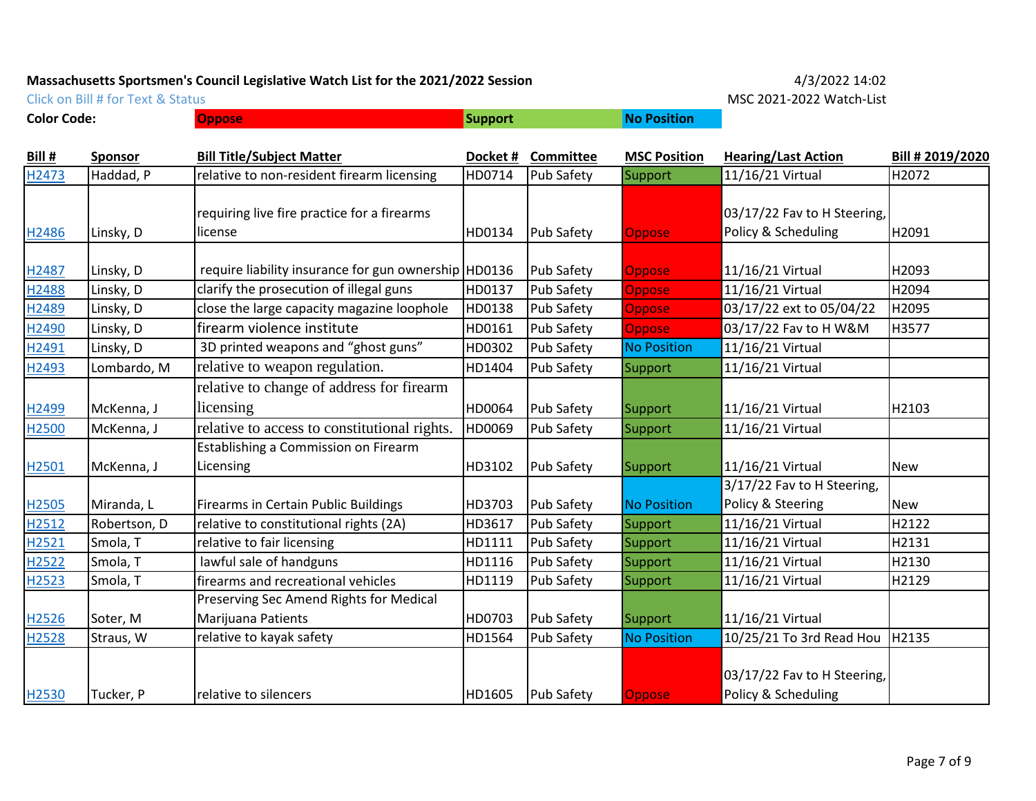**Massachusetts Sportsmen's Council Legislative Watch List for the 2021/2022 Session**

4/3/2022 14:02

Click on Bill # for Text & Status

MSC 2021-2022 Watch-List

**Color Code:** **Oppose** **Support** **No Position**

| Bill # | Sponsor | Bill Title/Subject Matter | Docket # | Committee | MSC Position | Hearing/Last Action | Bill # 2019/2020 |
|---|---|---|---|---|---|---|---|
| H2473 | Haddad, P | relative to non-resident firearm licensing | HD0714 | Pub Safety | Support | 11/16/21 Virtual | H2072 |
| H2486 | Linsky, D | requiring live fire practice for a firearms license | HD0134 | Pub Safety | Oppose | 03/17/22 Fav to H Steering, Policy & Scheduling | H2091 |
| H2487 | Linsky, D | require liability insurance for gun ownership | HD0136 | Pub Safety | Oppose | 11/16/21 Virtual | H2093 |
| H2488 | Linsky, D | clarify the prosecution of illegal guns | HD0137 | Pub Safety | Oppose | 11/16/21 Virtual | H2094 |
| H2489 | Linsky, D | close the large capacity magazine loophole | HD0138 | Pub Safety | Oppose | 03/17/22 ext to 05/04/22 | H2095 |
| H2490 | Linsky, D | firearm violence institute | HD0161 | Pub Safety | Oppose | 03/17/22 Fav to H W&M | H3577 |
| H2491 | Linsky, D | 3D printed weapons and "ghost guns" | HD0302 | Pub Safety | No Position | 11/16/21 Virtual | |
| H2493 | Lombardo, M | relative to weapon regulation. | HD1404 | Pub Safety | Support | 11/16/21 Virtual | |
| H2499 | McKenna, J | relative to change of address for firearm licensing | HD0064 | Pub Safety | Support | 11/16/21 Virtual | H2103 |
| H2500 | McKenna, J | relative to access to constitutional rights. | HD0069 | Pub Safety | Support | 11/16/21 Virtual | |
| H2501 | McKenna, J | Establishing a Commission on Firearm Licensing | HD3102 | Pub Safety | Support | 11/16/21 Virtual | New |
| H2505 | Miranda, L | Firearms in Certain Public Buildings | HD3703 | Pub Safety | No Position | 3/17/22 Fav to H Steering, Policy & Steering | New |
| H2512 | Robertson, D | relative to constitutional rights (2A) | HD3617 | Pub Safety | Support | 11/16/21 Virtual | H2122 |
| H2521 | Smola, T | relative to fair licensing | HD1111 | Pub Safety | Support | 11/16/21 Virtual | H2131 |
| H2522 | Smola, T | lawful sale of handguns | HD1116 | Pub Safety | Support | 11/16/21 Virtual | H2130 |
| H2523 | Smola, T | firearms and recreational vehicles | HD1119 | Pub Safety | Support | 11/16/21 Virtual | H2129 |
| H2526 | Soter, M | Preserving Sec Amend Rights for Medical Marijuana Patients | HD0703 | Pub Safety | Support | 11/16/21 Virtual | |
| H2528 | Straus, W | relative to kayak safety | HD1564 | Pub Safety | No Position | 10/25/21 To 3rd Read Hou | H2135 |
| H2530 | Tucker, P | relative to silencers | HD1605 | Pub Safety | Oppose | 03/17/22 Fav to H Steering, Policy & Scheduling | |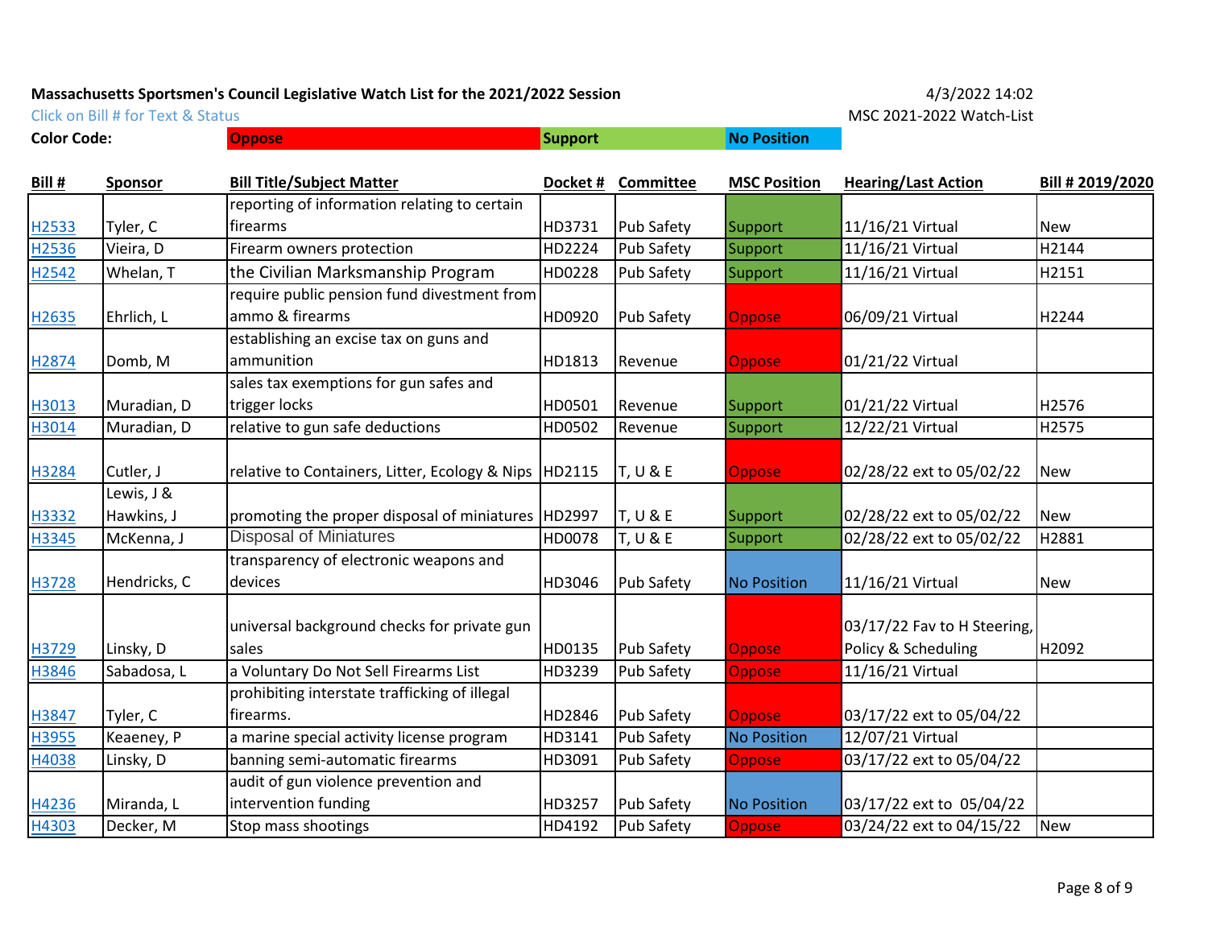**Massachusetts Sportsmen's Council Legislative Watch List for the 2021/2022 Session**

4/3/2022 14:02

Click on Bill # for Text & Status

MSC 2021-2022 Watch-List

**Color Code:** **Oppose** **Support** **No Position**

| Bill # | Sponsor | Bill Title/Subject Matter | Docket # | Committee | MSC Position | Hearing/Last Action | Bill # 2019/2020 |
|---|---|---|---|---|---|---|---|
| H2533 | Tyler, C | reporting of information relating to certain firearms | HD3731 | Pub Safety | Support | 11/16/21 Virtual | New |
| H2536 | Vieira, D | Firearm owners protection | HD2224 | Pub Safety | Support | 11/16/21 Virtual | H2144 |
| H2542 | Whelan, T | the Civilian Marksmanship Program | HD0228 | Pub Safety | Support | 11/16/21 Virtual | H2151 |
| H2635 | Ehrlich, L | require public pension fund divestment from ammo & firearms | HD0920 | Pub Safety | Oppose | 06/09/21 Virtual | H2244 |
| H2874 | Domb, M | establishing an excise tax on guns and ammunition | HD1813 | Revenue | Oppose | 01/21/22 Virtual | |
| H3013 | Muradian, D | sales tax exemptions for gun safes and trigger locks | HD0501 | Revenue | Support | 01/21/22 Virtual | H2576 |
| H3014 | Muradian, D | relative to gun safe deductions | HD0502 | Revenue | Support | 12/22/21 Virtual | H2575 |
| H3284 | Cutler, J | relative to Containers, Litter, Ecology & Nips | HD2115 | T, U & E | Oppose | 02/28/22 ext to 05/02/22 | New |
| H3332 | Lewis, J & Hawkins, J | promoting the proper disposal of miniatures | HD2997 | T, U & E | Support | 02/28/22 ext to 05/02/22 | New |
| H3345 | McKenna, J | Disposal of Miniatures | HD0078 | T, U & E | Support | 02/28/22 ext to 05/02/22 | H2881 |
| H3728 | Hendricks, C | transparency of electronic weapons and devices | HD3046 | Pub Safety | No Position | 11/16/21 Virtual | New |
| H3729 | Linsky, D | universal background checks for private gun sales | HD0135 | Pub Safety | Oppose | 03/17/22 Fav to H Steering, Policy & Scheduling | H2092 |
| H3846 | Sabadosa, L | a Voluntary Do Not Sell Firearms List | HD3239 | Pub Safety | Oppose | 11/16/21 Virtual | |
| H3847 | Tyler, C | prohibiting interstate trafficking of illegal firearms. | HD2846 | Pub Safety | Oppose | 03/17/22 ext to 05/04/22 | |
| H3955 | Keaeney, P | a marine special activity license program | HD3141 | Pub Safety | No Position | 12/07/21 Virtual | |
| H4038 | Linsky, D | banning semi-automatic firearms | HD3091 | Pub Safety | Oppose | 03/17/22 ext to 05/04/22 | |
| H4236 | Miranda, L | audit of gun violence prevention and intervention funding | HD3257 | Pub Safety | No Position | 03/17/22 ext to 05/04/22 | |
| H4303 | Decker, M | Stop mass shootings | HD4192 | Pub Safety | Oppose | 03/24/22 ext to 04/15/22 | New |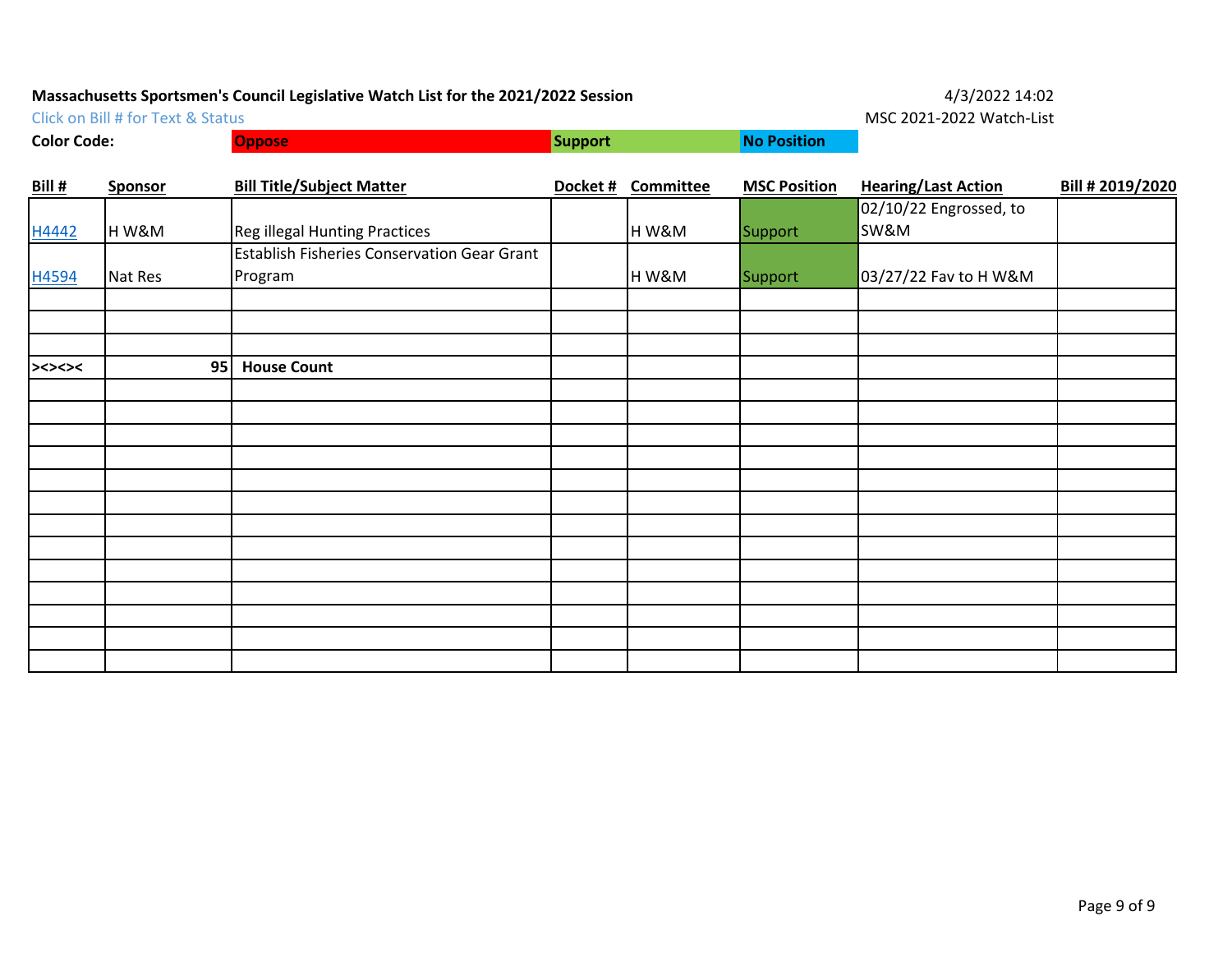**Massachusetts Sportsmen's Council Legislative Watch List for the 2021/2022 Session**

4/3/2022 14:02

Click on Bill # for Text & Status

MSC 2021-2022 Watch-List

**Color Code:** **Oppose** **Support** **No Position**

| Bill # | Sponsor | Bill Title/Subject Matter | Docket # | Committee | MSC Position | Hearing/Last Action | Bill # 2019/2020 |
|---|---|---|---|---|---|---|---|
| H4442 | H W&M | Reg illegal Hunting Practices | | H W&M | Support | 02/10/22 Engrossed, to SW&M | |
| H4594 | Nat Res | Establish Fisheries Conservation Gear Grant Program | | H W&M | Support | 03/27/22 Fav to H W&M | |
| | | | | | | | |
| | | | | | | | |
| | | | | | | | |
| ><><>< | 95 | **House Count** | | | | | |
| | | | | | | | |
| | | | | | | | |
| | | | | | | | |
| | | | | | | | |
| | | | | | | | |
| | | | | | | | |
| | | | | | | | |
| | | | | | | | |
| | | | | | | | |
| | | | | | | | |
| | | | | | | | |
| | | | | | | | |
| | | | | | | | |